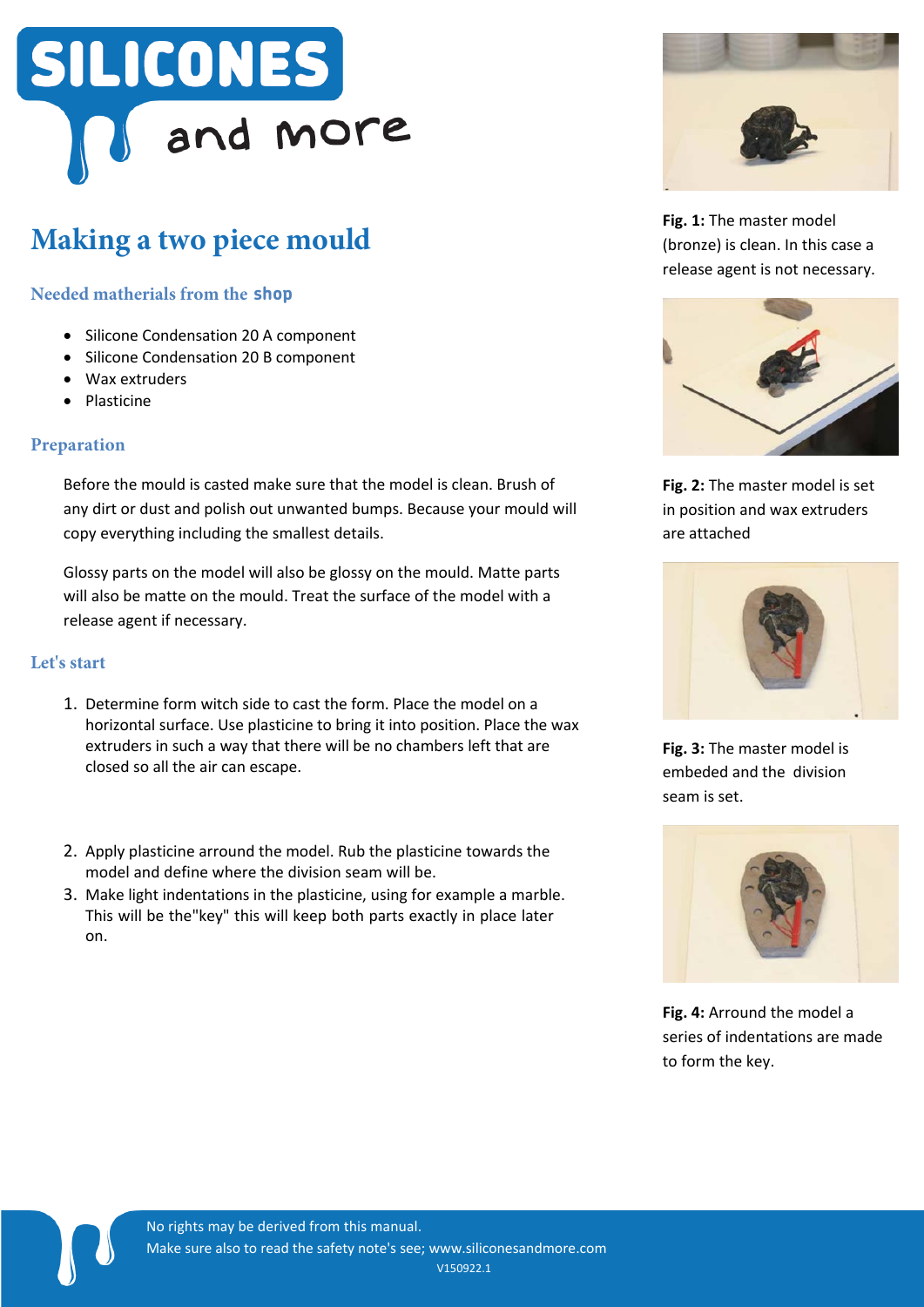# Making a two piece mould

### Needed matherials from the shop

- Silicone Condensation 20 A component
- Silicone Condensation 20 B component
- Wax extruders
- Plasticine

### Preparation

Before the mould is casted make sure that the model is clean. Brush of any dirt or dust and polish out unwanted bumps. Because your mould will copy everything including the smallest details.

Glossy parts on the model will also be glossy on the mould. Matte parts will also be matte on the mould. Treat the surface of the model with a release agent if necessary.

### Let's start

1. Determine form witch side to cast the form. Place the model on a horizontal surface. Use plasticine to bring it into position. Place the wax extruders in such a way that there will be no chambers left that are closed so all the air can escape.
2. Apply plasticine arround the model. Rub the plasticine towards the model and define where the division seam will be.
3. Make light indentations in the plasticine, using for example a marble. This will be the"key" this will keep both parts exactly in place later on.

**Fig. 1:** The master model (bronze) is clean. In this case a release agent is not necessary.

**Fig. 2:** The master model is set in position and wax extruders are attached

**Fig. 3:** The master model is embeded and the division seam is set.

**Fig. 4:** Arround the model a series of indentations are made to form the key.

No rights may be derived from this manual.
Make sure also to read the safety note's see; www.siliconesandmore.com
V150922.1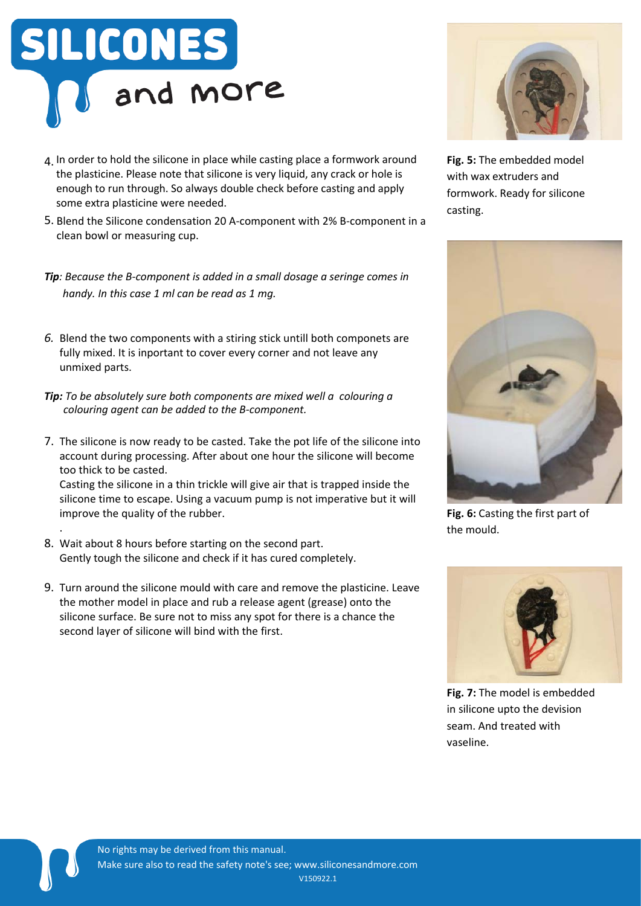4. In order to hold the silicone in place while casting place a formwork around the plasticine. Please note that silicone is very liquid, any crack or hole is enough to run through. So always double check before casting and apply some extra plasticine were needed.
5. Blend the Silicone condensation 20 A-component with 2% B-component in a clean bowl or measuring cup.

***Tip**: Because the B-component is added in a small dosage a seringe comes in handy. In this case 1 ml can be read as 1 mg.*

6. Blend the two components with a stiring stick untill both componets are fully mixed. It is inportant to cover every corner and not leave any unmixed parts.

***Tip:** To be absolutely sure both components are mixed well a colouring a colouring agent can be added to the B-component.*

7. The silicone is now ready to be casted. Take the pot life of the silicone into account during processing. After about one hour the silicone will become too thick to be casted.
   Casting the silicone in a thin trickle will give air that is trapped inside the silicone time to escape. Using a vacuum pump is not imperative but it will improve the quality of the rubber.
8. Wait about 8 hours before starting on the second part.
   Gently tough the silicone and check if it has cured completely.
9. Turn around the silicone mould with care and remove the plasticine. Leave the mother model in place and rub a release agent (grease) onto the silicone surface. Be sure not to miss any spot for there is a chance the second layer of silicone will bind with the first.

**Fig. 5:** The embedded model with wax extruders and formwork. Ready for silicone casting.

**Fig. 6:** Casting the first part of the mould.

**Fig. 7:** The model is embedded in silicone upto the devision seam. And treated with vaseline.

No rights may be derived from this manual.
Make sure also to read the safety note's see; www.siliconesandmore.com
V150922.1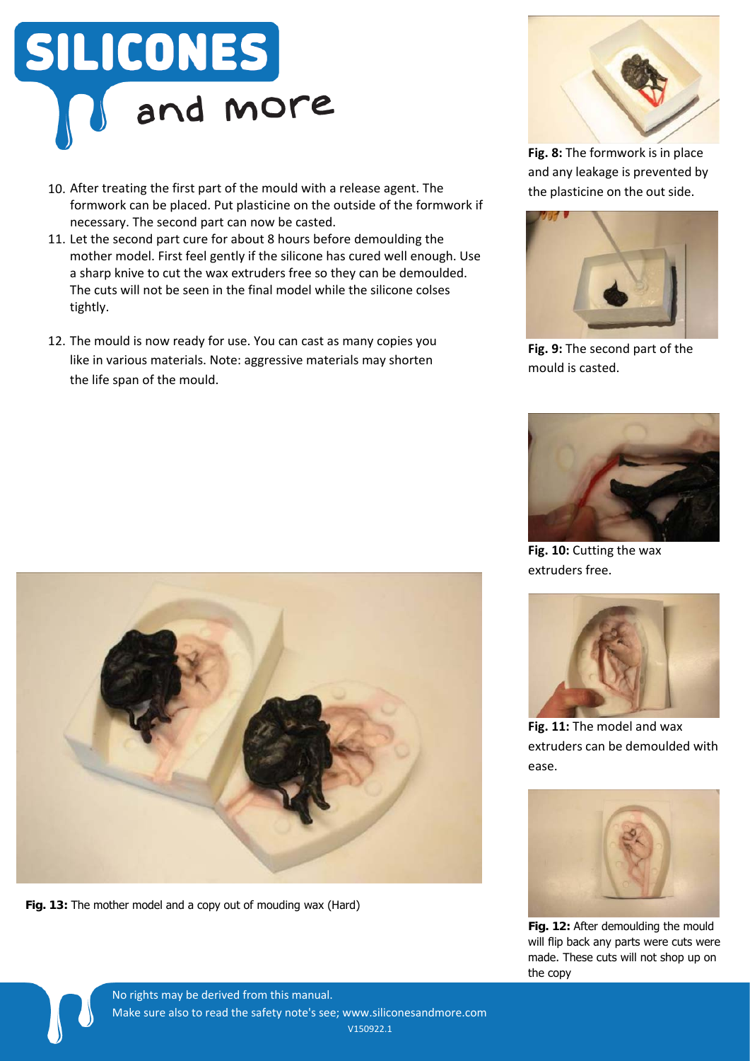10. After treating the first part of the mould with a release agent. The formwork can be placed. Put plasticine on the outside of the formwork if necessary. The second part can now be casted.
11. Let the second part cure for about 8 hours before demoulding the mother model. First feel gently if the silicone has cured well enough. Use a sharp knive to cut the wax extruders free so they can be demoulded. The cuts will not be seen in the final model while the silicone colses tightly.
12. The mould is now ready for use. You can cast as many copies you like in various materials. Note: aggressive materials may shorten the life span of the mould.

**Fig. 8:** The formwork is in place and any leakage is prevented by the plasticine on the out side.

**Fig. 9:** The second part of the mould is casted.

**Fig. 10:** Cutting the wax extruders free.

**Fig. 11:** The model and wax extruders can be demoulded with ease.

**Fig. 12:** After demoulding the mould will flip back any parts were cuts were made. These cuts will not shop up on the copy

**Fig. 13:** The mother model and a copy out of mouding wax (Hard)

No rights may be derived from this manual.
Make sure also to read the safety note's see; www.siliconesandmore.com
V150922.1